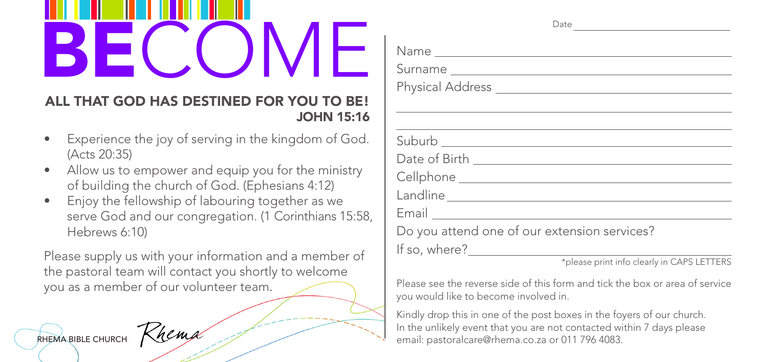# BECOME

## ALL THAT GOD HAS DESTINED FOR YOU TO BE!
**JOHN 15:16**

- Experience the joy of serving in the kingdom of God. (Acts 20:35)
- Allow us to empower and equip you for the ministry of building the church of God. (Ephesians 4:12)
- Enjoy the fellowship of labouring together as we serve God and our congregation. (1 Corinthians 15:58, Hebrews 6:10)

Please supply us with your information and a member of the pastoral team will contact you shortly to welcome you as a member of our volunteer team.

RHEMA BIBLE CHURCH Rhema

Date ______________________

Name ______________________

Surname ______________________

Physical Address ______________________

______________________

______________________

Suburb ______________________

Date of Birth ______________________

Cellphone ______________________

Landline ______________________

Email ______________________

Do you attend one of our extension services?

If so, where? ______________________

*please print info clearly in CAPS LETTERS

Please see the reverse side of this form and tick the box or area of service you would like to become involved in.

Kindly drop this in one of the post boxes in the foyers of our church. In the unlikely event that you are not contacted within 7 days please email: pastoralcare@rhema.co.za or 011 796 4083.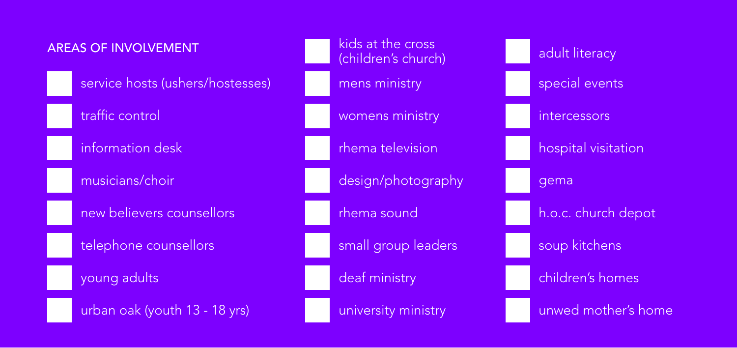## AREAS OF INVOLVEMENT

- [ ] service hosts (ushers/hostesses)
- [ ] traffic control
- [ ] information desk
- [ ] musicians/choir
- [ ] new believers counsellors
- [ ] telephone counsellors
- [ ] young adults
- [ ] urban oak (youth 13 - 18 yrs)
- [ ] kids at the cross (children's church)
- [ ] mens ministry
- [ ] womens ministry
- [ ] rhema television
- [ ] design/photography
- [ ] rhema sound
- [ ] small group leaders
- [ ] deaf ministry
- [ ] university ministry
- [ ] adult literacy
- [ ] special events
- [ ] intercessors
- [ ] hospital visitation
- [ ] gema
- [ ] h.o.c. church depot
- [ ] soup kitchens
- [ ] children's homes
- [ ] unwed mother's home